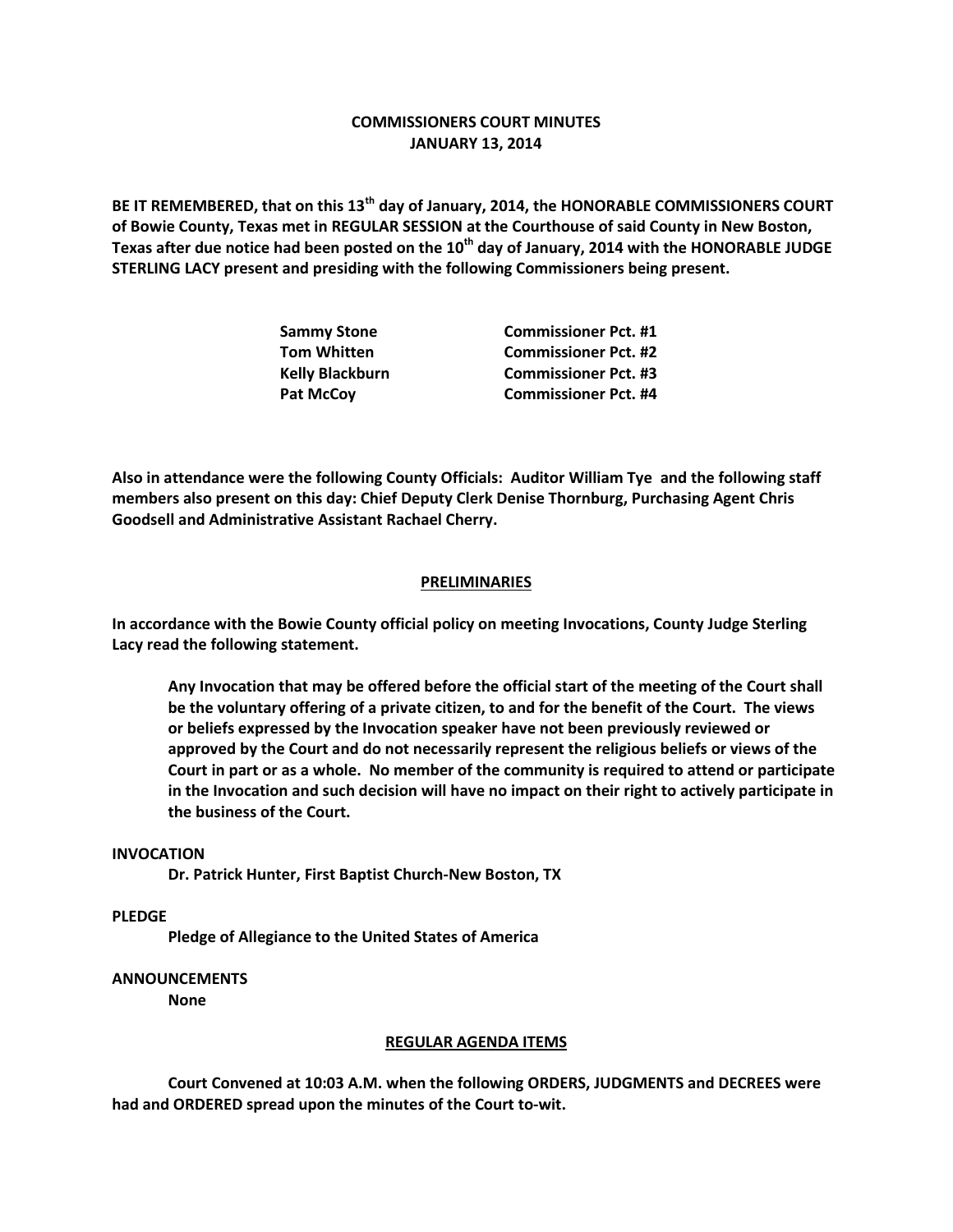# COMMISSIONERS COURT MINUTES
## JANUARY 13, 2014

**BE IT REMEMBERED, that on this 13th day of January, 2014, the HONORABLE COMMISSIONERS COURT of Bowie County, Texas met in REGULAR SESSION at the Courthouse of said County in New Boston, Texas after due notice had been posted on the 10th day of January, 2014 with the HONORABLE JUDGE STERLING LACY present and presiding with the following Commissioners being present.**

| | |
|---|---|
| **Sammy Stone** | **Commissioner Pct. #1** |
| **Tom Whitten** | **Commissioner Pct. #2** |
| **Kelly Blackburn** | **Commissioner Pct. #3** |
| **Pat McCoy** | **Commissioner Pct. #4** |

**Also in attendance were the following County Officials: Auditor William Tye and the following staff members also present on this day: Chief Deputy Clerk Denise Thornburg, Purchasing Agent Chris Goodsell and Administrative Assistant Rachael Cherry.**

## PRELIMINARIES

**In accordance with the Bowie County official policy on meeting Invocations, County Judge Sterling Lacy read the following statement.**

> **Any Invocation that may be offered before the official start of the meeting of the Court shall be the voluntary offering of a private citizen, to and for the benefit of the Court. The views or beliefs expressed by the Invocation speaker have not been previously reviewed or approved by the Court and do not necessarily represent the religious beliefs or views of the Court in part or as a whole. No member of the community is required to attend or participate in the Invocation and such decision will have no impact on their right to actively participate in the business of the Court.**

**INVOCATION**

**Dr. Patrick Hunter, First Baptist Church-New Boston, TX**

**PLEDGE**

**Pledge of Allegiance to the United States of America**

**ANNOUNCEMENTS**

**None**

## REGULAR AGENDA ITEMS

**Court Convened at 10:03 A.M. when the following ORDERS, JUDGMENTS and DECREES were had and ORDERED spread upon the minutes of the Court to-wit.**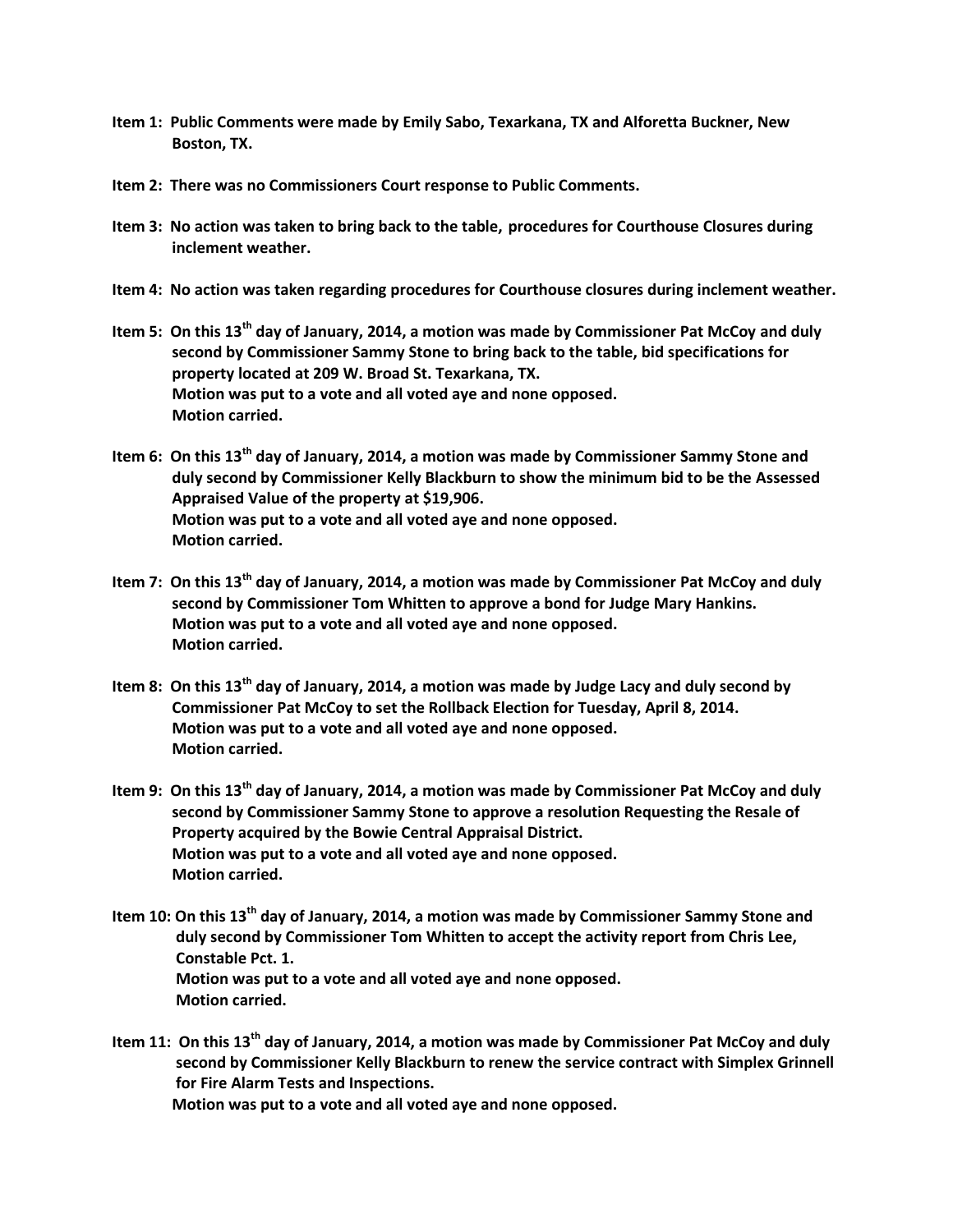**Item 1: Public Comments were made by Emily Sabo, Texarkana, TX and Alforetta Buckner, New Boston, TX.**

**Item 2: There was no Commissioners Court response to Public Comments.**

**Item 3: No action was taken to bring back to the table, procedures for Courthouse Closures during inclement weather.**

**Item 4: No action was taken regarding procedures for Courthouse closures during inclement weather.**

**Item 5: On this 13th day of January, 2014, a motion was made by Commissioner Pat McCoy and duly second by Commissioner Sammy Stone to bring back to the table, bid specifications for property located at 209 W. Broad St. Texarkana, TX.**
**Motion was put to a vote and all voted aye and none opposed.**
**Motion carried.**

**Item 6: On this 13th day of January, 2014, a motion was made by Commissioner Sammy Stone and duly second by Commissioner Kelly Blackburn to show the minimum bid to be the Assessed Appraised Value of the property at $19,906.**
**Motion was put to a vote and all voted aye and none opposed.**
**Motion carried.**

**Item 7: On this 13th day of January, 2014, a motion was made by Commissioner Pat McCoy and duly second by Commissioner Tom Whitten to approve a bond for Judge Mary Hankins.**
**Motion was put to a vote and all voted aye and none opposed.**
**Motion carried.**

**Item 8: On this 13th day of January, 2014, a motion was made by Judge Lacy and duly second by Commissioner Pat McCoy to set the Rollback Election for Tuesday, April 8, 2014.**
**Motion was put to a vote and all voted aye and none opposed.**
**Motion carried.**

**Item 9: On this 13th day of January, 2014, a motion was made by Commissioner Pat McCoy and duly second by Commissioner Sammy Stone to approve a resolution Requesting the Resale of Property acquired by the Bowie Central Appraisal District.**
**Motion was put to a vote and all voted aye and none opposed.**
**Motion carried.**

**Item 10: On this 13th day of January, 2014, a motion was made by Commissioner Sammy Stone and duly second by Commissioner Tom Whitten to accept the activity report from Chris Lee, Constable Pct. 1.**
**Motion was put to a vote and all voted aye and none opposed.**
**Motion carried.**

**Item 11: On this 13th day of January, 2014, a motion was made by Commissioner Pat McCoy and duly second by Commissioner Kelly Blackburn to renew the service contract with Simplex Grinnell for Fire Alarm Tests and Inspections.**
**Motion was put to a vote and all voted aye and none opposed.**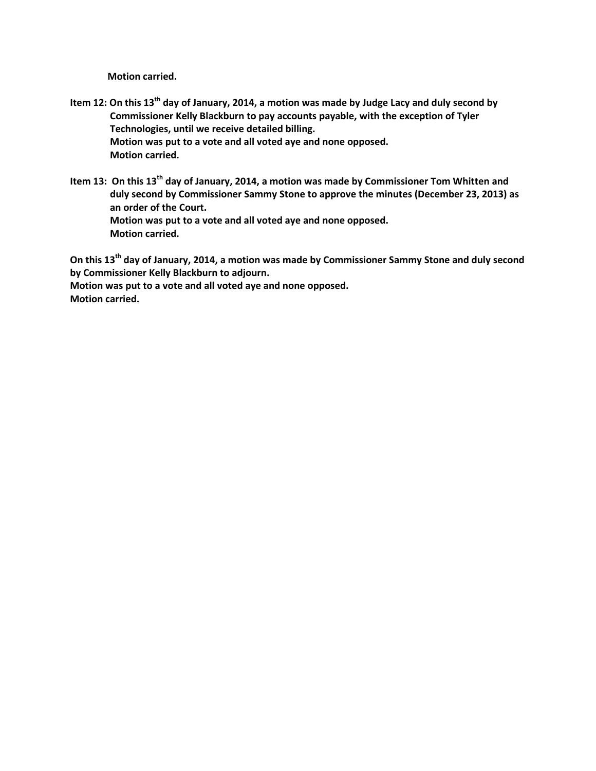**Motion carried.**

**Item 12: On this 13th day of January, 2014, a motion was made by Judge Lacy and duly second by Commissioner Kelly Blackburn to pay accounts payable, with the exception of Tyler Technologies, until we receive detailed billing.**
**Motion was put to a vote and all voted aye and none opposed.**
**Motion carried.**

**Item 13: On this 13th day of January, 2014, a motion was made by Commissioner Tom Whitten and duly second by Commissioner Sammy Stone to approve the minutes (December 23, 2013) as an order of the Court.**
**Motion was put to a vote and all voted aye and none opposed.**
**Motion carried.**

**On this 13th day of January, 2014, a motion was made by Commissioner Sammy Stone and duly second by Commissioner Kelly Blackburn to adjourn.**
**Motion was put to a vote and all voted aye and none opposed.**
**Motion carried.**